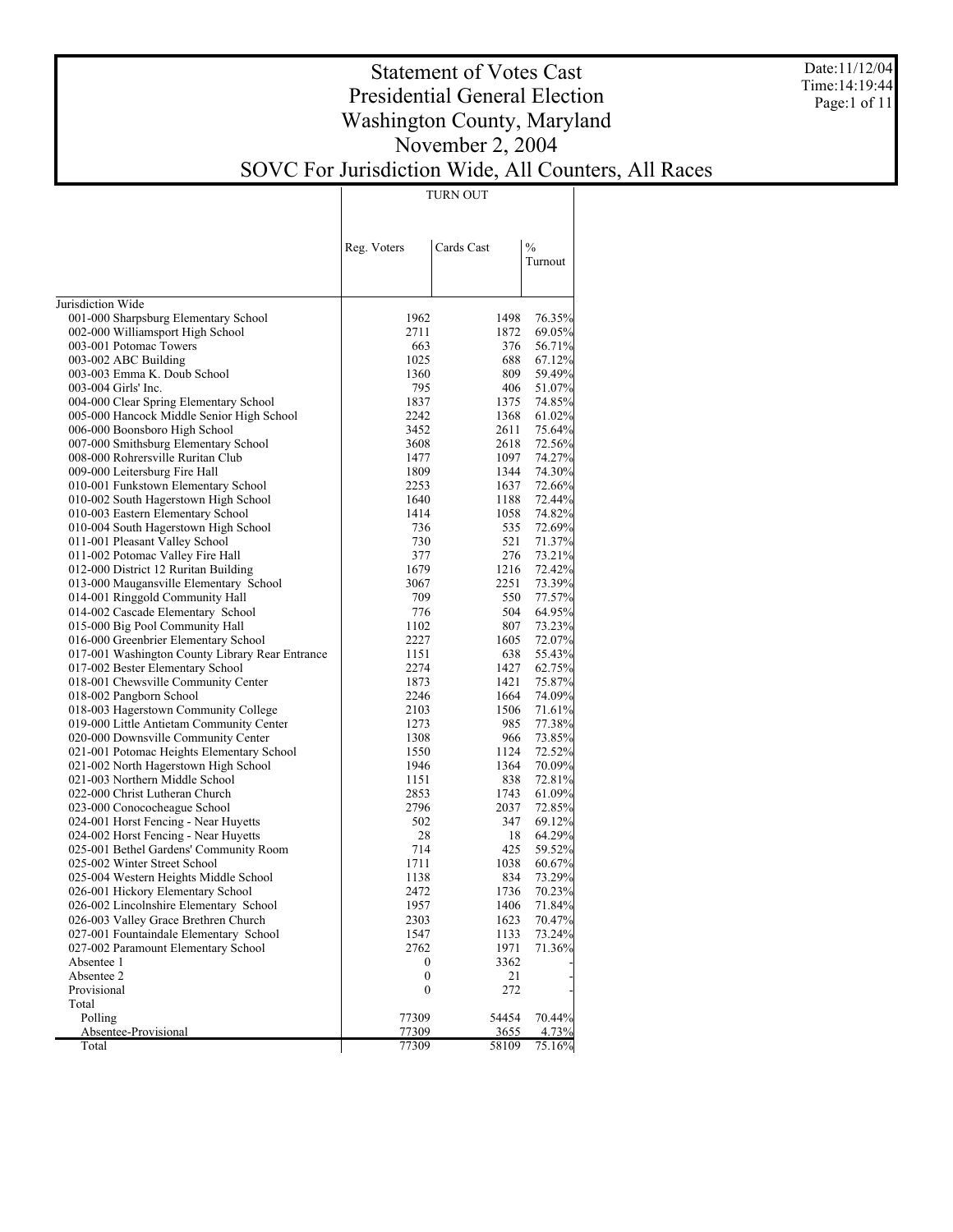# Statement of Votes Cast
# Presidential General Election
# Washington County, Maryland
# November 2, 2004
# SOVC For Jurisdiction Wide, All Counters, All Races

Date:11/12/04
Time:14:19:44

| | TURN OUT | | |
|---|---|---|---|
| | Reg. Voters | Cards Cast | % Turnout |
| **Jurisdiction Wide** | | | |
| 001-000 Sharpsburg Elementary School | 1962 | 1498 | 76.35% |
| 002-000 Williamsport High School | 2711 | 1872 | 69.05% |
| 003-001 Potomac Towers | 663 | 376 | 56.71% |
| 003-002 ABC Building | 1025 | 688 | 67.12% |
| 003-003 Emma K. Doub School | 1360 | 809 | 59.49% |
| 003-004 Girls' Inc. | 795 | 406 | 51.07% |
| 004-000 Clear Spring Elementary School | 1837 | 1375 | 74.85% |
| 005-000 Hancock Middle Senior High School | 2242 | 1368 | 61.02% |
| 006-000 Boonsboro High School | 3452 | 2611 | 75.64% |
| 007-000 Smithsburg Elementary School | 3608 | 2618 | 72.56% |
| 008-000 Rohrersville Ruritan Club | 1477 | 1097 | 74.27% |
| 009-000 Leitersburg Fire Hall | 1809 | 1344 | 74.30% |
| 010-001 Funkstown Elementary School | 2253 | 1637 | 72.66% |
| 010-002 South Hagerstown High School | 1640 | 1188 | 72.44% |
| 010-003 Eastern Elementary School | 1414 | 1058 | 74.82% |
| 010-004 South Hagerstown High School | 736 | 535 | 72.69% |
| 011-001 Pleasant Valley School | 730 | 521 | 71.37% |
| 011-002 Potomac Valley Fire Hall | 377 | 276 | 73.21% |
| 012-000 District 12 Ruritan Building | 1679 | 1216 | 72.42% |
| 013-000 Maugansville Elementary School | 3067 | 2251 | 73.39% |
| 014-001 Ringgold Community Hall | 709 | 550 | 77.57% |
| 014-002 Cascade Elementary School | 776 | 504 | 64.95% |
| 015-000 Big Pool Community Hall | 1102 | 807 | 73.23% |
| 016-000 Greenbrier Elementary School | 2227 | 1605 | 72.07% |
| 017-001 Washington County Library Rear Entrance | 1151 | 638 | 55.43% |
| 017-002 Bester Elementary School | 2274 | 1427 | 62.75% |
| 018-001 Chewsville Community Center | 1873 | 1421 | 75.87% |
| 018-002 Pangborn School | 2246 | 1664 | 74.09% |
| 018-003 Hagerstown Community College | 2103 | 1506 | 71.61% |
| 019-000 Little Antietam Community Center | 1273 | 985 | 77.38% |
| 020-000 Downsville Community Center | 1308 | 966 | 73.85% |
| 021-001 Potomac Heights Elementary School | 1550 | 1124 | 72.52% |
| 021-002 North Hagerstown High School | 1946 | 1364 | 70.09% |
| 021-003 Northern Middle School | 1151 | 838 | 72.81% |
| 022-000 Christ Lutheran Church | 2853 | 1743 | 61.09% |
| 023-000 Conococheague School | 2796 | 2037 | 72.85% |
| 024-001 Horst Fencing - Near Huyetts | 502 | 347 | 69.12% |
| 024-002 Horst Fencing - Near Huyetts | 28 | 18 | 64.29% |
| 025-001 Bethel Gardens' Community Room | 714 | 425 | 59.52% |
| 025-002 Winter Street School | 1711 | 1038 | 60.67% |
| 025-004 Western Heights Middle School | 1138 | 834 | 73.29% |
| 026-001 Hickory Elementary School | 2472 | 1736 | 70.23% |
| 026-002 Lincolnshire Elementary School | 1957 | 1406 | 71.84% |
| 026-003 Valley Grace Brethren Church | 2303 | 1623 | 70.47% |
| 027-001 Fountaindale Elementary School | 1547 | 1133 | 73.24% |
| 027-002 Paramount Elementary School | 2762 | 1971 | 71.36% |
| Absentee 1 | 0 | 3362 | - |
| Absentee 2 | 0 | 21 | - |
| Provisional | 0 | 272 | - |
| Total | | | |
| Polling | 77309 | 54454 | 70.44% |
| Absentee-Provisional | 77309 | 3655 | 4.73% |
| Total | 77309 | 58109 | 75.16% |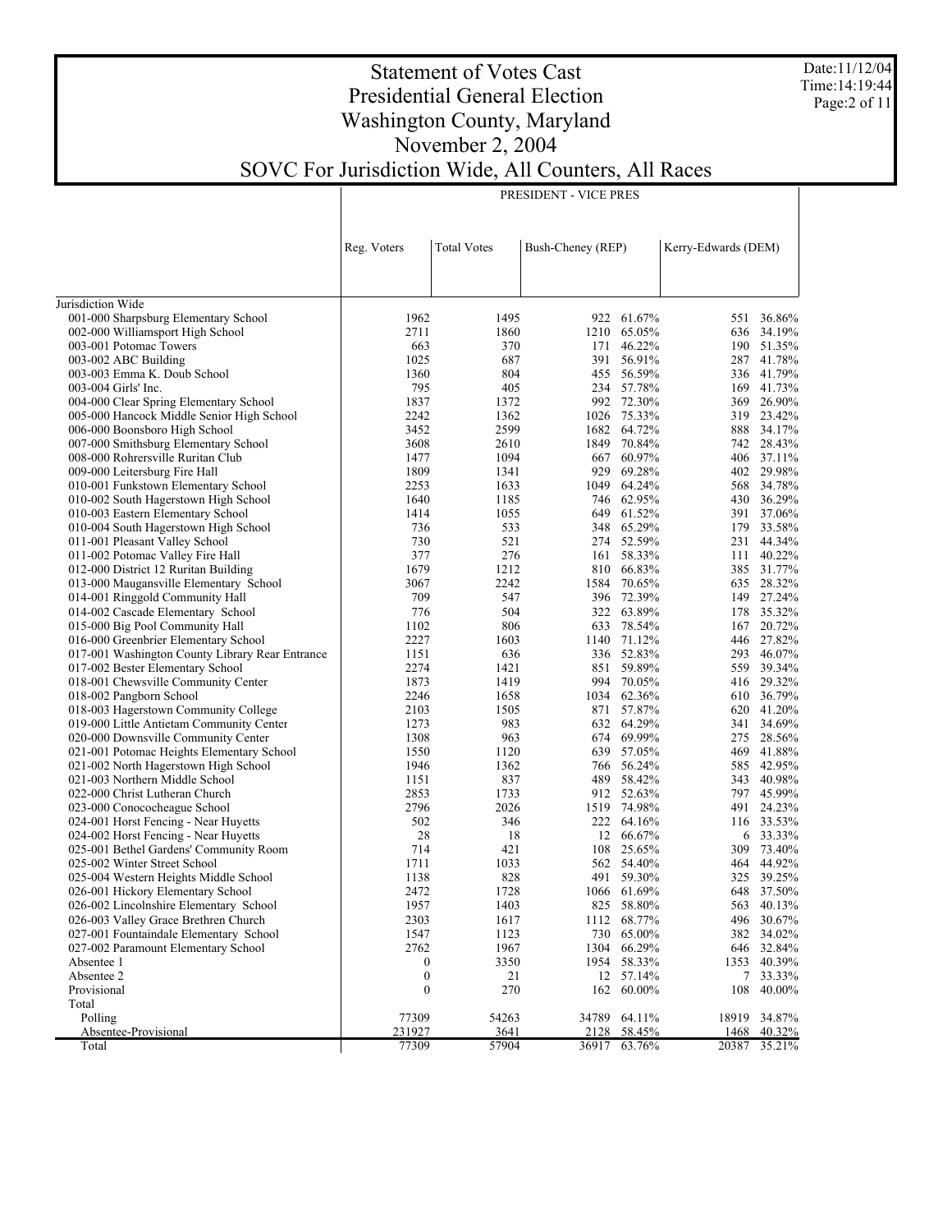# Statement of Votes Cast
# Presidential General Election
# Washington County, Maryland
# November 2, 2004
# SOVC For Jurisdiction Wide, All Counters, All Races

| | PRESIDENT - VICE PRES | | | | | |
|---|---|---|---|---|---|---|
| | Reg. Voters | Total Votes | Bush-Cheney (REP) | | Kerry-Edwards (DEM) | |
| Jurisdiction Wide | | | | | | |
| 001-000 Sharpsburg Elementary School | 1962 | 1495 | 922 | 61.67% | 551 | 36.86% |
| 002-000 Williamsport High School | 2711 | 1860 | 1210 | 65.05% | 636 | 34.19% |
| 003-001 Potomac Towers | 663 | 370 | 171 | 46.22% | 190 | 51.35% |
| 003-002 ABC Building | 1025 | 687 | 391 | 56.91% | 287 | 41.78% |
| 003-003 Emma K. Doub School | 1360 | 804 | 455 | 56.59% | 336 | 41.79% |
| 003-004 Girls' Inc. | 795 | 405 | 234 | 57.78% | 169 | 41.73% |
| 004-000 Clear Spring Elementary School | 1837 | 1372 | 992 | 72.30% | 369 | 26.90% |
| 005-000 Hancock Middle Senior High School | 2242 | 1362 | 1026 | 75.33% | 319 | 23.42% |
| 006-000 Boonsboro High School | 3452 | 2599 | 1682 | 64.72% | 888 | 34.17% |
| 007-000 Smithsburg Elementary School | 3608 | 2610 | 1849 | 70.84% | 742 | 28.43% |
| 008-000 Rohrersville Ruritan Club | 1477 | 1094 | 667 | 60.97% | 406 | 37.11% |
| 009-000 Leitersburg Fire Hall | 1809 | 1341 | 929 | 69.28% | 402 | 29.98% |
| 010-001 Funkstown Elementary School | 2253 | 1633 | 1049 | 64.24% | 568 | 34.78% |
| 010-002 South Hagerstown High School | 1640 | 1185 | 746 | 62.95% | 430 | 36.29% |
| 010-003 Eastern Elementary School | 1414 | 1055 | 649 | 61.52% | 391 | 37.06% |
| 010-004 South Hagerstown High School | 736 | 533 | 348 | 65.29% | 179 | 33.58% |
| 011-001 Pleasant Valley School | 730 | 521 | 274 | 52.59% | 231 | 44.34% |
| 011-002 Potomac Valley Fire Hall | 377 | 276 | 161 | 58.33% | 111 | 40.22% |
| 012-000 District 12 Ruritan Building | 1679 | 1212 | 810 | 66.83% | 385 | 31.77% |
| 013-000 Maugansville Elementary School | 3067 | 2242 | 1584 | 70.65% | 635 | 28.32% |
| 014-001 Ringgold Community Hall | 709 | 547 | 396 | 72.39% | 149 | 27.24% |
| 014-002 Cascade Elementary School | 776 | 504 | 322 | 63.89% | 178 | 35.32% |
| 015-000 Big Pool Community Hall | 1102 | 806 | 633 | 78.54% | 167 | 20.72% |
| 016-000 Greenbrier Elementary School | 2227 | 1603 | 1140 | 71.12% | 446 | 27.82% |
| 017-001 Washington County Library Rear Entrance | 1151 | 636 | 336 | 52.83% | 293 | 46.07% |
| 017-002 Bester Elementary School | 2274 | 1421 | 851 | 59.89% | 559 | 39.34% |
| 018-001 Chewsville Community Center | 1873 | 1419 | 994 | 70.05% | 416 | 29.32% |
| 018-002 Pangborn School | 2246 | 1658 | 1034 | 62.36% | 610 | 36.79% |
| 018-003 Hagerstown Community College | 2103 | 1505 | 871 | 57.87% | 620 | 41.20% |
| 019-000 Little Antietam Community Center | 1273 | 983 | 632 | 64.29% | 341 | 34.69% |
| 020-000 Downsville Community Center | 1308 | 963 | 674 | 69.99% | 275 | 28.56% |
| 021-001 Potomac Heights Elementary School | 1550 | 1120 | 639 | 57.05% | 469 | 41.88% |
| 021-002 North Hagerstown High School | 1946 | 1362 | 766 | 56.24% | 585 | 42.95% |
| 021-003 Northern Middle School | 1151 | 837 | 489 | 58.42% | 343 | 40.98% |
| 022-000 Christ Lutheran Church | 2853 | 1733 | 912 | 52.63% | 797 | 45.99% |
| 023-000 Conococheague School | 2796 | 2026 | 1519 | 74.98% | 491 | 24.23% |
| 024-001 Horst Fencing - Near Huyetts | 502 | 346 | 222 | 64.16% | 116 | 33.53% |
| 024-002 Horst Fencing - Near Huyetts | 28 | 18 | 12 | 66.67% | 6 | 33.33% |
| 025-001 Bethel Gardens' Community Room | 714 | 421 | 108 | 25.65% | 309 | 73.40% |
| 025-002 Winter Street School | 1711 | 1033 | 562 | 54.40% | 464 | 44.92% |
| 025-004 Western Heights Middle School | 1138 | 828 | 491 | 59.30% | 325 | 39.25% |
| 026-001 Hickory Elementary School | 2472 | 1728 | 1066 | 61.69% | 648 | 37.50% |
| 026-002 Lincolnshire Elementary School | 1957 | 1403 | 825 | 58.80% | 563 | 40.13% |
| 026-003 Valley Grace Brethren Church | 2303 | 1617 | 1112 | 68.77% | 496 | 30.67% |
| 027-001 Fountaindale Elementary School | 1547 | 1123 | 730 | 65.00% | 382 | 34.02% |
| 027-002 Paramount Elementary School | 2762 | 1967 | 1304 | 66.29% | 646 | 32.84% |
| Absentee 1 | 0 | 3350 | 1954 | 58.33% | 1353 | 40.39% |
| Absentee 2 | 0 | 21 | 12 | 57.14% | 7 | 33.33% |
| Provisional | 0 | 270 | 162 | 60.00% | 108 | 40.00% |
| Total | | | | | | |
| Polling | 77309 | 54263 | 34789 | 64.11% | 18919 | 34.87% |
| Absentee-Provisional | 231927 | 3641 | 2128 | 58.45% | 1468 | 40.32% |
| Total | 77309 | 57904 | 36917 | 63.76% | 20387 | 35.21% |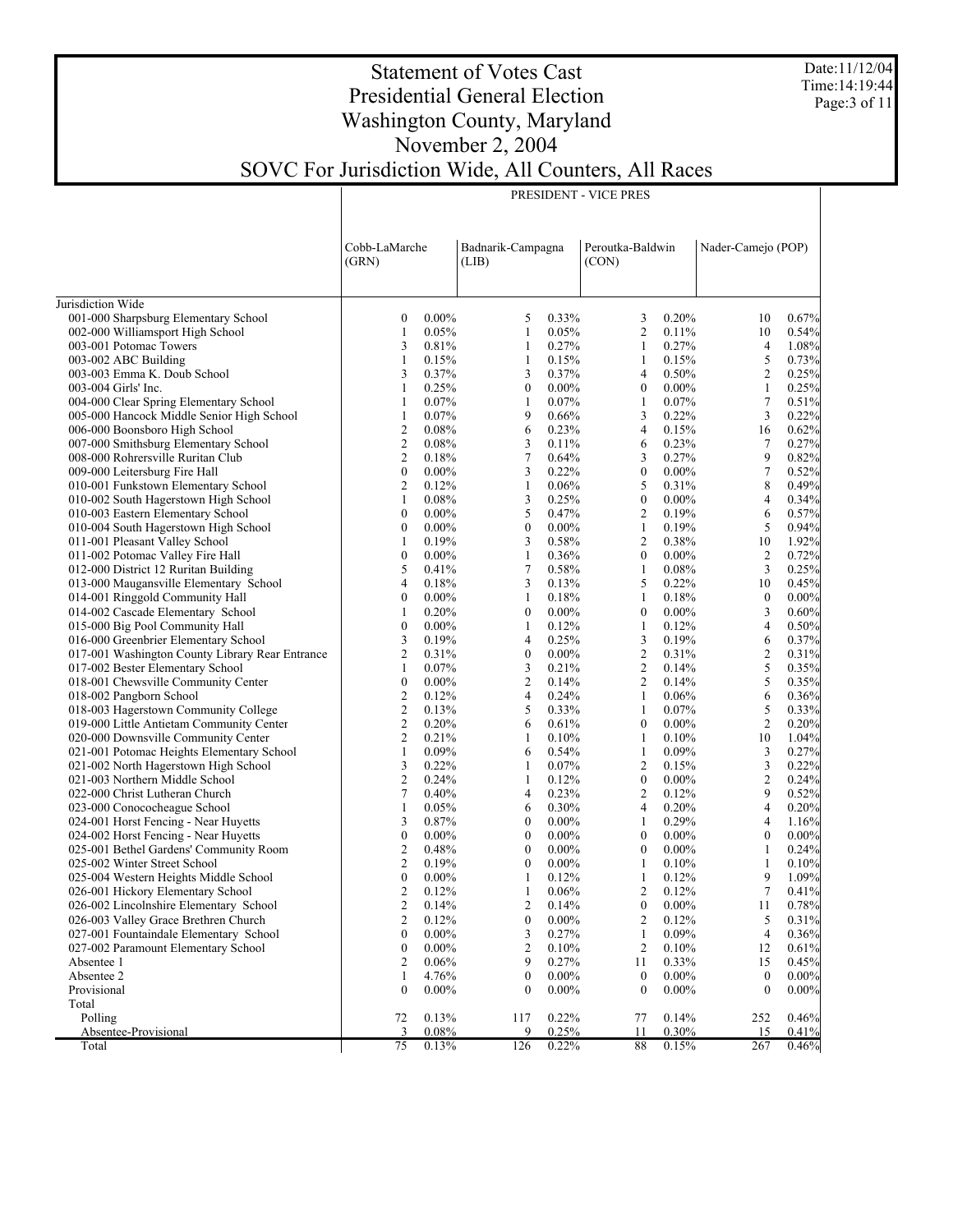# Statement of Votes Cast
## Presidential General Election
## Washington County, Maryland
## November 2, 2004
## SOVC For Jurisdiction Wide, All Counters, All Races

Date:11/12/04
Time:14:19:44

| | PRESIDENT - VICE PRES | | | | | | | |
|---|---|---|---|---|---|---|---|---|
| | Cobb-LaMarche (GRN) | | Badnarik-Campagna (LIB) | | Peroutka-Baldwin (CON) | | Nader-Camejo (POP) | |
| Jurisdiction Wide | | | | | | | | |
| 001-000 Sharpsburg Elementary School | 0 | 0.00% | 5 | 0.33% | 3 | 0.20% | 10 | 0.67% |
| 002-000 Williamsport High School | 1 | 0.05% | 1 | 0.05% | 2 | 0.11% | 10 | 0.54% |
| 003-001 Potomac Towers | 3 | 0.81% | 1 | 0.27% | 1 | 0.27% | 4 | 1.08% |
| 003-002 ABC Building | 1 | 0.15% | 1 | 0.15% | 1 | 0.15% | 5 | 0.73% |
| 003-003 Emma K. Doub School | 3 | 0.37% | 3 | 0.37% | 4 | 0.50% | 2 | 0.25% |
| 003-004 Girls' Inc. | 1 | 0.25% | 0 | 0.00% | 0 | 0.00% | 1 | 0.25% |
| 004-000 Clear Spring Elementary School | 1 | 0.07% | 1 | 0.07% | 1 | 0.07% | 7 | 0.51% |
| 005-000 Hancock Middle Senior High School | 1 | 0.07% | 9 | 0.66% | 3 | 0.22% | 3 | 0.22% |
| 006-000 Boonsboro High School | 2 | 0.08% | 6 | 0.23% | 4 | 0.15% | 16 | 0.62% |
| 007-000 Smithsburg Elementary School | 2 | 0.08% | 3 | 0.11% | 6 | 0.23% | 7 | 0.27% |
| 008-000 Rohrersville Ruritan Club | 2 | 0.18% | 7 | 0.64% | 3 | 0.27% | 9 | 0.82% |
| 009-000 Leitersburg Fire Hall | 0 | 0.00% | 3 | 0.22% | 0 | 0.00% | 7 | 0.52% |
| 010-001 Funkstown Elementary School | 2 | 0.12% | 1 | 0.06% | 5 | 0.31% | 8 | 0.49% |
| 010-002 South Hagerstown High School | 1 | 0.08% | 3 | 0.25% | 0 | 0.00% | 4 | 0.34% |
| 010-003 Eastern Elementary School | 0 | 0.00% | 5 | 0.47% | 2 | 0.19% | 6 | 0.57% |
| 010-004 South Hagerstown High School | 0 | 0.00% | 0 | 0.00% | 1 | 0.19% | 5 | 0.94% |
| 011-001 Pleasant Valley School | 1 | 0.19% | 3 | 0.58% | 2 | 0.38% | 10 | 1.92% |
| 011-002 Potomac Valley Fire Hall | 0 | 0.00% | 1 | 0.36% | 0 | 0.00% | 2 | 0.72% |
| 012-000 District 12 Ruritan Building | 5 | 0.41% | 7 | 0.58% | 1 | 0.08% | 3 | 0.25% |
| 013-000 Maugansville Elementary School | 4 | 0.18% | 3 | 0.13% | 5 | 0.22% | 10 | 0.45% |
| 014-001 Ringgold Community Hall | 0 | 0.00% | 1 | 0.18% | 1 | 0.18% | 0 | 0.00% |
| 014-002 Cascade Elementary School | 1 | 0.20% | 0 | 0.00% | 0 | 0.00% | 3 | 0.60% |
| 015-000 Big Pool Community Hall | 0 | 0.00% | 1 | 0.12% | 1 | 0.12% | 4 | 0.50% |
| 016-000 Greenbrier Elementary School | 3 | 0.19% | 4 | 0.25% | 3 | 0.19% | 6 | 0.37% |
| 017-001 Washington County Library Rear Entrance | 2 | 0.31% | 0 | 0.00% | 2 | 0.31% | 2 | 0.31% |
| 017-002 Bester Elementary School | 1 | 0.07% | 3 | 0.21% | 2 | 0.14% | 5 | 0.35% |
| 018-001 Chewsville Community Center | 0 | 0.00% | 2 | 0.14% | 2 | 0.14% | 5 | 0.35% |
| 018-002 Pangborn School | 2 | 0.12% | 4 | 0.24% | 1 | 0.06% | 6 | 0.36% |
| 018-003 Hagerstown Community College | 2 | 0.13% | 5 | 0.33% | 1 | 0.07% | 5 | 0.33% |
| 019-000 Little Antietam Community Center | 2 | 0.20% | 6 | 0.61% | 0 | 0.00% | 2 | 0.20% |
| 020-000 Downsville Community Center | 2 | 0.21% | 1 | 0.10% | 1 | 0.10% | 10 | 1.04% |
| 021-001 Potomac Heights Elementary School | 1 | 0.09% | 6 | 0.54% | 1 | 0.09% | 3 | 0.27% |
| 021-002 North Hagerstown High School | 3 | 0.22% | 1 | 0.07% | 2 | 0.15% | 3 | 0.22% |
| 021-003 Northern Middle School | 2 | 0.24% | 1 | 0.12% | 0 | 0.00% | 2 | 0.24% |
| 022-000 Christ Lutheran Church | 7 | 0.40% | 4 | 0.23% | 2 | 0.12% | 9 | 0.52% |
| 023-000 Conococheague School | 1 | 0.05% | 6 | 0.30% | 4 | 0.20% | 4 | 0.20% |
| 024-001 Horst Fencing - Near Huyetts | 3 | 0.87% | 0 | 0.00% | 1 | 0.29% | 4 | 1.16% |
| 024-002 Horst Fencing - Near Huyetts | 0 | 0.00% | 0 | 0.00% | 0 | 0.00% | 0 | 0.00% |
| 025-001 Bethel Gardens' Community Room | 2 | 0.48% | 0 | 0.00% | 0 | 0.00% | 1 | 0.24% |
| 025-002 Winter Street School | 2 | 0.19% | 0 | 0.00% | 1 | 0.10% | 1 | 0.10% |
| 025-004 Western Heights Middle School | 0 | 0.00% | 1 | 0.12% | 1 | 0.12% | 9 | 1.09% |
| 026-001 Hickory Elementary School | 2 | 0.12% | 1 | 0.06% | 2 | 0.12% | 7 | 0.41% |
| 026-002 Lincolnshire Elementary School | 2 | 0.14% | 2 | 0.14% | 0 | 0.00% | 11 | 0.78% |
| 026-003 Valley Grace Brethren Church | 2 | 0.12% | 0 | 0.00% | 2 | 0.12% | 5 | 0.31% |
| 027-001 Fountaindale Elementary School | 0 | 0.00% | 3 | 0.27% | 1 | 0.09% | 4 | 0.36% |
| 027-002 Paramount Elementary School | 0 | 0.00% | 2 | 0.10% | 2 | 0.10% | 12 | 0.61% |
| Absentee 1 | 2 | 0.06% | 9 | 0.27% | 11 | 0.33% | 15 | 0.45% |
| Absentee 2 | 1 | 4.76% | 0 | 0.00% | 0 | 0.00% | 0 | 0.00% |
| Provisional | 0 | 0.00% | 0 | 0.00% | 0 | 0.00% | 0 | 0.00% |
| Total | | | | | | | | |
| Polling | 72 | 0.13% | 117 | 0.22% | 77 | 0.14% | 252 | 0.46% |
| Absentee-Provisional | 3 | 0.08% | 9 | 0.25% | 11 | 0.30% | 15 | 0.41% |
| Total | 75 | 0.13% | 126 | 0.22% | 88 | 0.15% | 267 | 0.46% |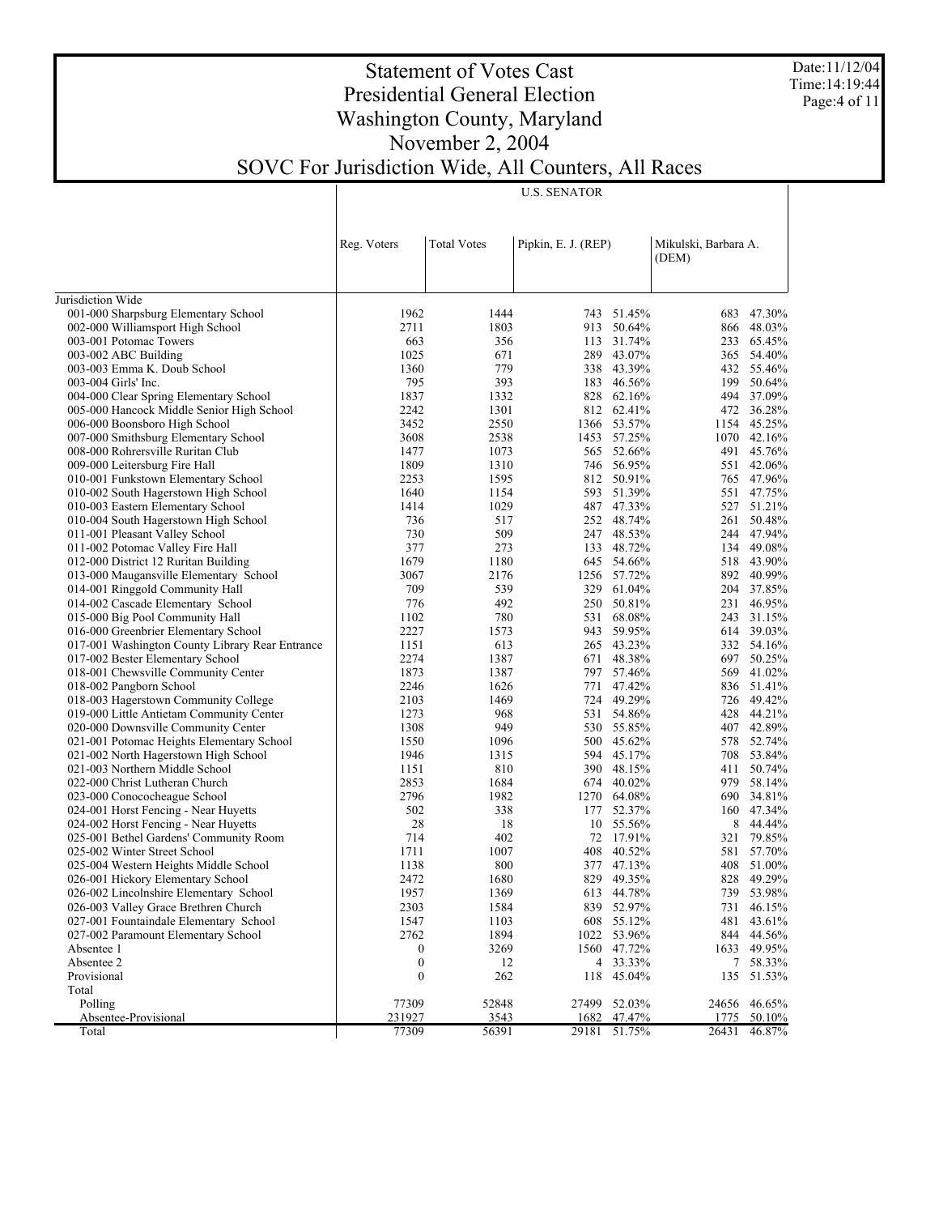# Statement of Votes Cast
## Presidential General Election
## Washington County, Maryland
## November 2, 2004
## SOVC For Jurisdiction Wide, All Counters, All Races

Date:11/12/04
Time:14:19:44

| | U.S. SENATOR | | | | | |
|---|---|---|---|---|---|---|
| | Reg. Voters | Total Votes | Pipkin, E. J. (REP) | | Mikulski, Barbara A. (DEM) | |
| Jurisdiction Wide | | | | | | |
| 001-000 Sharpsburg Elementary School | 1962 | 1444 | 743 | 51.45% | 683 | 47.30% |
| 002-000 Williamsport High School | 2711 | 1803 | 913 | 50.64% | 866 | 48.03% |
| 003-001 Potomac Towers | 663 | 356 | 113 | 31.74% | 233 | 65.45% |
| 003-002 ABC Building | 1025 | 671 | 289 | 43.07% | 365 | 54.40% |
| 003-003 Emma K. Doub School | 1360 | 779 | 338 | 43.39% | 432 | 55.46% |
| 003-004 Girls' Inc. | 795 | 393 | 183 | 46.56% | 199 | 50.64% |
| 004-000 Clear Spring Elementary School | 1837 | 1332 | 828 | 62.16% | 494 | 37.09% |
| 005-000 Hancock Middle Senior High School | 2242 | 1301 | 812 | 62.41% | 472 | 36.28% |
| 006-000 Boonsboro High School | 3452 | 2550 | 1366 | 53.57% | 1154 | 45.25% |
| 007-000 Smithsburg Elementary School | 3608 | 2538 | 1453 | 57.25% | 1070 | 42.16% |
| 008-000 Rohrersville Ruritan Club | 1477 | 1073 | 565 | 52.66% | 491 | 45.76% |
| 009-000 Leitersburg Fire Hall | 1809 | 1310 | 746 | 56.95% | 551 | 42.06% |
| 010-001 Funkstown Elementary School | 2253 | 1595 | 812 | 50.91% | 765 | 47.96% |
| 010-002 South Hagerstown High School | 1640 | 1154 | 593 | 51.39% | 551 | 47.75% |
| 010-003 Eastern Elementary School | 1414 | 1029 | 487 | 47.33% | 527 | 51.21% |
| 010-004 South Hagerstown High School | 736 | 517 | 252 | 48.74% | 261 | 50.48% |
| 011-001 Pleasant Valley School | 730 | 509 | 247 | 48.53% | 244 | 47.94% |
| 011-002 Potomac Valley Fire Hall | 377 | 273 | 133 | 48.72% | 134 | 49.08% |
| 012-000 District 12 Ruritan Building | 1679 | 1180 | 645 | 54.66% | 518 | 43.90% |
| 013-000 Maugansville Elementary School | 3067 | 2176 | 1256 | 57.72% | 892 | 40.99% |
| 014-001 Ringgold Community Hall | 709 | 539 | 329 | 61.04% | 204 | 37.85% |
| 014-002 Cascade Elementary School | 776 | 492 | 250 | 50.81% | 231 | 46.95% |
| 015-000 Big Pool Community Hall | 1102 | 780 | 531 | 68.08% | 243 | 31.15% |
| 016-000 Greenbrier Elementary School | 2227 | 1573 | 943 | 59.95% | 614 | 39.03% |
| 017-001 Washington County Library Rear Entrance | 1151 | 613 | 265 | 43.23% | 332 | 54.16% |
| 017-002 Bester Elementary School | 2274 | 1387 | 671 | 48.38% | 697 | 50.25% |
| 018-001 Chewsville Community Center | 1873 | 1387 | 797 | 57.46% | 569 | 41.02% |
| 018-002 Pangborn School | 2246 | 1626 | 771 | 47.42% | 836 | 51.41% |
| 018-003 Hagerstown Community College | 2103 | 1469 | 724 | 49.29% | 726 | 49.42% |
| 019-000 Little Antietam Community Center | 1273 | 968 | 531 | 54.86% | 428 | 44.21% |
| 020-000 Downsville Community Center | 1308 | 949 | 530 | 55.85% | 407 | 42.89% |
| 021-001 Potomac Heights Elementary School | 1550 | 1096 | 500 | 45.62% | 578 | 52.74% |
| 021-002 North Hagerstown High School | 1946 | 1315 | 594 | 45.17% | 708 | 53.84% |
| 021-003 Northern Middle School | 1151 | 810 | 390 | 48.15% | 411 | 50.74% |
| 022-000 Christ Lutheran Church | 2853 | 1684 | 674 | 40.02% | 979 | 58.14% |
| 023-000 Conococheague School | 2796 | 1982 | 1270 | 64.08% | 690 | 34.81% |
| 024-001 Horst Fencing - Near Huyetts | 502 | 338 | 177 | 52.37% | 160 | 47.34% |
| 024-002 Horst Fencing - Near Huyetts | 28 | 18 | 10 | 55.56% | 8 | 44.44% |
| 025-001 Bethel Gardens' Community Room | 714 | 402 | 72 | 17.91% | 321 | 79.85% |
| 025-002 Winter Street School | 1711 | 1007 | 408 | 40.52% | 581 | 57.70% |
| 025-004 Western Heights Middle School | 1138 | 800 | 377 | 47.13% | 408 | 51.00% |
| 026-001 Hickory Elementary School | 2472 | 1680 | 829 | 49.35% | 828 | 49.29% |
| 026-002 Lincolnshire Elementary School | 1957 | 1369 | 613 | 44.78% | 739 | 53.98% |
| 026-003 Valley Grace Brethren Church | 2303 | 1584 | 839 | 52.97% | 731 | 46.15% |
| 027-001 Fountaindale Elementary School | 1547 | 1103 | 608 | 55.12% | 481 | 43.61% |
| 027-002 Paramount Elementary School | 2762 | 1894 | 1022 | 53.96% | 844 | 44.56% |
| Absentee 1 | 0 | 3269 | 1560 | 47.72% | 1633 | 49.95% |
| Absentee 2 | 0 | 12 | 4 | 33.33% | 7 | 58.33% |
| Provisional | 0 | 262 | 118 | 45.04% | 135 | 51.53% |
| Total | | | | | | |
| Polling | 77309 | 52848 | 27499 | 52.03% | 24656 | 46.65% |
| Absentee-Provisional | 231927 | 3543 | 1682 | 47.47% | 1775 | 50.10% |
| Total | 77309 | 56391 | 29181 | 51.75% | 26431 | 46.87% |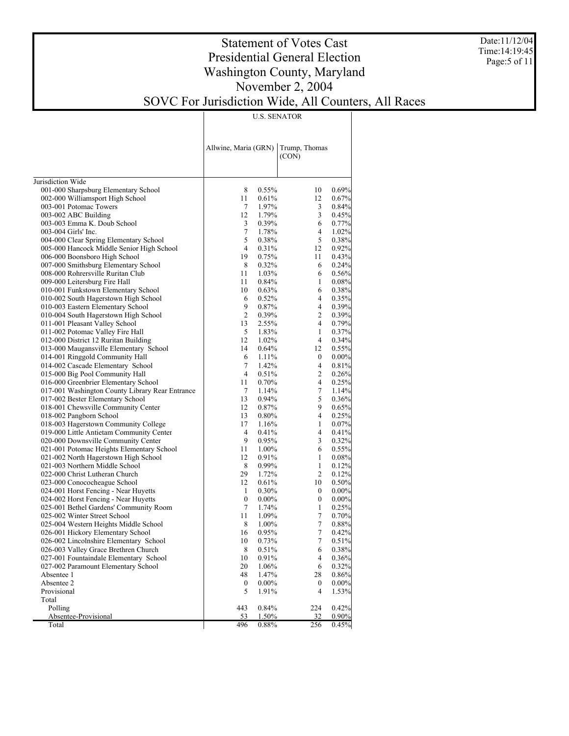# Statement of Votes Cast
# Presidential General Election
# Washington County, Maryland
# November 2, 2004
# SOVC For Jurisdiction Wide, All Counters, All Races

Date:11/12/04
Time:14:19:45

| | U.S. SENATOR | | | |
|---|---|---|---|---|
| | Allwine, Maria (GRN) | | Trump, Thomas (CON) | |
| Jurisdiction Wide | | | | |
| 001-000 Sharpsburg Elementary School | 8 | 0.55% | 10 | 0.69% |
| 002-000 Williamsport High School | 11 | 0.61% | 12 | 0.67% |
| 003-001 Potomac Towers | 7 | 1.97% | 3 | 0.84% |
| 003-002 ABC Building | 12 | 1.79% | 3 | 0.45% |
| 003-003 Emma K. Doub School | 3 | 0.39% | 6 | 0.77% |
| 003-004 Girls' Inc. | 7 | 1.78% | 4 | 1.02% |
| 004-000 Clear Spring Elementary School | 5 | 0.38% | 5 | 0.38% |
| 005-000 Hancock Middle Senior High School | 4 | 0.31% | 12 | 0.92% |
| 006-000 Boonsboro High School | 19 | 0.75% | 11 | 0.43% |
| 007-000 Smithsburg Elementary School | 8 | 0.32% | 6 | 0.24% |
| 008-000 Rohrersville Ruritan Club | 11 | 1.03% | 6 | 0.56% |
| 009-000 Leitersburg Fire Hall | 11 | 0.84% | 1 | 0.08% |
| 010-001 Funkstown Elementary School | 10 | 0.63% | 6 | 0.38% |
| 010-002 South Hagerstown High School | 6 | 0.52% | 4 | 0.35% |
| 010-003 Eastern Elementary School | 9 | 0.87% | 4 | 0.39% |
| 010-004 South Hagerstown High School | 2 | 0.39% | 2 | 0.39% |
| 011-001 Pleasant Valley School | 13 | 2.55% | 4 | 0.79% |
| 011-002 Potomac Valley Fire Hall | 5 | 1.83% | 1 | 0.37% |
| 012-000 District 12 Ruritan Building | 12 | 1.02% | 4 | 0.34% |
| 013-000 Maugansville Elementary School | 14 | 0.64% | 12 | 0.55% |
| 014-001 Ringgold Community Hall | 6 | 1.11% | 0 | 0.00% |
| 014-002 Cascade Elementary School | 7 | 1.42% | 4 | 0.81% |
| 015-000 Big Pool Community Hall | 4 | 0.51% | 2 | 0.26% |
| 016-000 Greenbrier Elementary School | 11 | 0.70% | 4 | 0.25% |
| 017-001 Washington County Library Rear Entrance | 7 | 1.14% | 7 | 1.14% |
| 017-002 Bester Elementary School | 13 | 0.94% | 5 | 0.36% |
| 018-001 Chewsville Community Center | 12 | 0.87% | 9 | 0.65% |
| 018-002 Pangborn School | 13 | 0.80% | 4 | 0.25% |
| 018-003 Hagerstown Community College | 17 | 1.16% | 1 | 0.07% |
| 019-000 Little Antietam Community Center | 4 | 0.41% | 4 | 0.41% |
| 020-000 Downsville Community Center | 9 | 0.95% | 3 | 0.32% |
| 021-001 Potomac Heights Elementary School | 11 | 1.00% | 6 | 0.55% |
| 021-002 North Hagerstown High School | 12 | 0.91% | 1 | 0.08% |
| 021-003 Northern Middle School | 8 | 0.99% | 1 | 0.12% |
| 022-000 Christ Lutheran Church | 29 | 1.72% | 2 | 0.12% |
| 023-000 Conococheague School | 12 | 0.61% | 10 | 0.50% |
| 024-001 Horst Fencing - Near Huyetts | 1 | 0.30% | 0 | 0.00% |
| 024-002 Horst Fencing - Near Huyetts | 0 | 0.00% | 0 | 0.00% |
| 025-001 Bethel Gardens' Community Room | 7 | 1.74% | 1 | 0.25% |
| 025-002 Winter Street School | 11 | 1.09% | 7 | 0.70% |
| 025-004 Western Heights Middle School | 8 | 1.00% | 7 | 0.88% |
| 026-001 Hickory Elementary School | 16 | 0.95% | 7 | 0.42% |
| 026-002 Lincolnshire Elementary School | 10 | 0.73% | 7 | 0.51% |
| 026-003 Valley Grace Brethren Church | 8 | 0.51% | 6 | 0.38% |
| 027-001 Fountaindale Elementary School | 10 | 0.91% | 4 | 0.36% |
| 027-002 Paramount Elementary School | 20 | 1.06% | 6 | 0.32% |
| Absentee 1 | 48 | 1.47% | 28 | 0.86% |
| Absentee 2 | 0 | 0.00% | 0 | 0.00% |
| Provisional | 5 | 1.91% | 4 | 1.53% |
| Total | | | | |
| Polling | 443 | 0.84% | 224 | 0.42% |
| Absentee-Provisional | 53 | 1.50% | 32 | 0.90% |
| Total | 496 | 0.88% | 256 | 0.45% |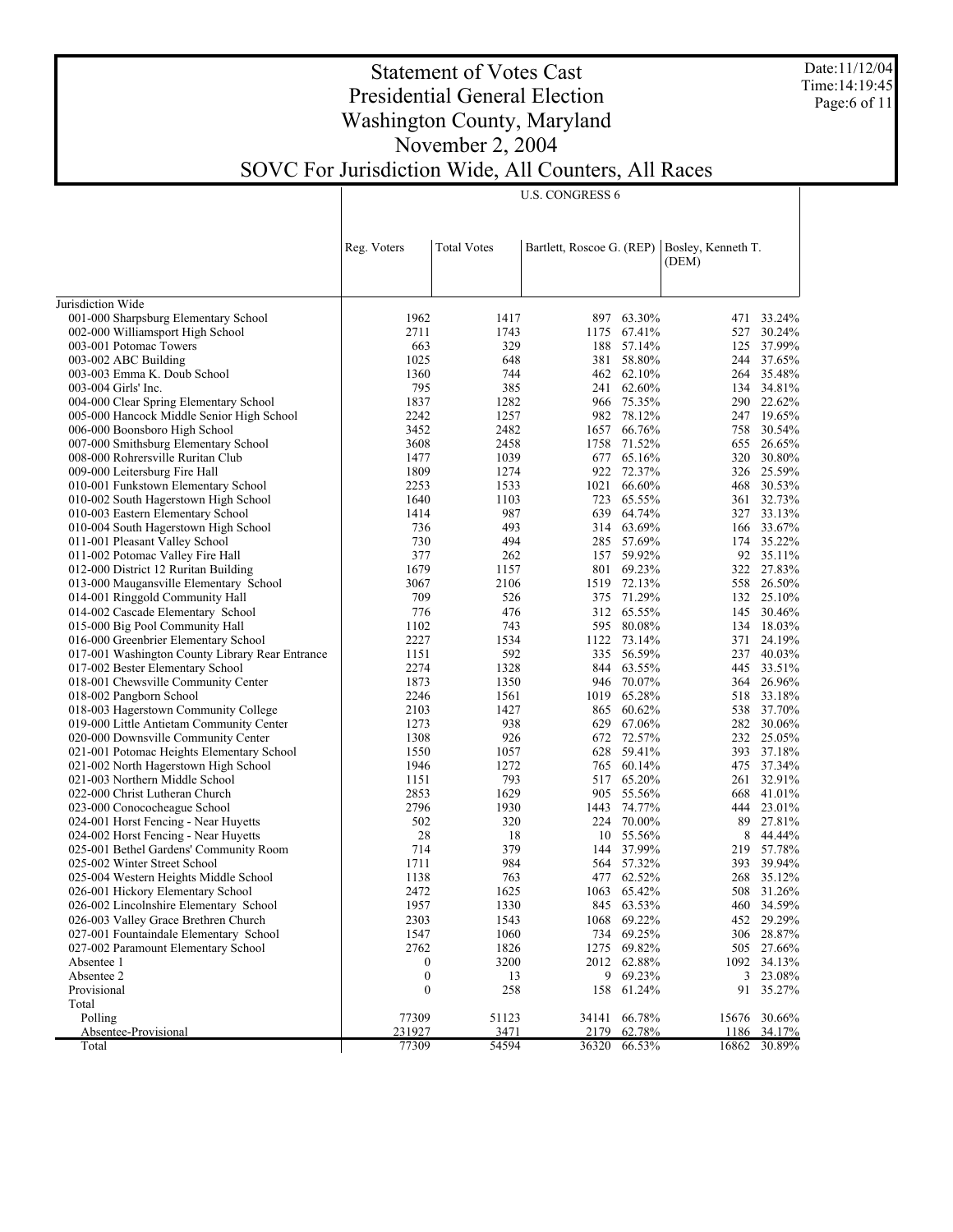# Statement of Votes Cast
## Presidential General Election
## Washington County, Maryland
## November 2, 2004
## SOVC For Jurisdiction Wide, All Counters, All Races

Date:11/12/04
Time:14:19:45

| | U.S. CONGRESS 6 | | | | | |
|---|---|---|---|---|---|---|
| | Reg. Voters | Total Votes | Bartlett, Roscoe G. (REP) | | Bosley, Kenneth T. (DEM) | |
| Jurisdiction Wide | | | | | | |
| 001-000 Sharpsburg Elementary School | 1962 | 1417 | 897 | 63.30% | 471 | 33.24% |
| 002-000 Williamsport High School | 2711 | 1743 | 1175 | 67.41% | 527 | 30.24% |
| 003-001 Potomac Towers | 663 | 329 | 188 | 57.14% | 125 | 37.99% |
| 003-002 ABC Building | 1025 | 648 | 381 | 58.80% | 244 | 37.65% |
| 003-003 Emma K. Doub School | 1360 | 744 | 462 | 62.10% | 264 | 35.48% |
| 003-004 Girls' Inc. | 795 | 385 | 241 | 62.60% | 134 | 34.81% |
| 004-000 Clear Spring Elementary School | 1837 | 1282 | 966 | 75.35% | 290 | 22.62% |
| 005-000 Hancock Middle Senior High School | 2242 | 1257 | 982 | 78.12% | 247 | 19.65% |
| 006-000 Boonsboro High School | 3452 | 2482 | 1657 | 66.76% | 758 | 30.54% |
| 007-000 Smithsburg Elementary School | 3608 | 2458 | 1758 | 71.52% | 655 | 26.65% |
| 008-000 Rohrersville Ruritan Club | 1477 | 1039 | 677 | 65.16% | 320 | 30.80% |
| 009-000 Leitersburg Fire Hall | 1809 | 1274 | 922 | 72.37% | 326 | 25.59% |
| 010-001 Funkstown Elementary School | 2253 | 1533 | 1021 | 66.60% | 468 | 30.53% |
| 010-002 South Hagerstown High School | 1640 | 1103 | 723 | 65.55% | 361 | 32.73% |
| 010-003 Eastern Elementary School | 1414 | 987 | 639 | 64.74% | 327 | 33.13% |
| 010-004 South Hagerstown High School | 736 | 493 | 314 | 63.69% | 166 | 33.67% |
| 011-001 Pleasant Valley School | 730 | 494 | 285 | 57.69% | 174 | 35.22% |
| 011-002 Potomac Valley Fire Hall | 377 | 262 | 157 | 59.92% | 92 | 35.11% |
| 012-000 District 12 Ruritan Building | 1679 | 1157 | 801 | 69.23% | 322 | 27.83% |
| 013-000 Maugansville Elementary School | 3067 | 2106 | 1519 | 72.13% | 558 | 26.50% |
| 014-001 Ringgold Community Hall | 709 | 526 | 375 | 71.29% | 132 | 25.10% |
| 014-002 Cascade Elementary School | 776 | 476 | 312 | 65.55% | 145 | 30.46% |
| 015-000 Big Pool Community Hall | 1102 | 743 | 595 | 80.08% | 134 | 18.03% |
| 016-000 Greenbrier Elementary School | 2227 | 1534 | 1122 | 73.14% | 371 | 24.19% |
| 017-001 Washington County Library Rear Entrance | 1151 | 592 | 335 | 56.59% | 237 | 40.03% |
| 017-002 Bester Elementary School | 2274 | 1328 | 844 | 63.55% | 445 | 33.51% |
| 018-001 Chewsville Community Center | 1873 | 1350 | 946 | 70.07% | 364 | 26.96% |
| 018-002 Pangborn School | 2246 | 1561 | 1019 | 65.28% | 518 | 33.18% |
| 018-003 Hagerstown Community College | 2103 | 1427 | 865 | 60.62% | 538 | 37.70% |
| 019-000 Little Antietam Community Center | 1273 | 938 | 629 | 67.06% | 282 | 30.06% |
| 020-000 Downsville Community Center | 1308 | 926 | 672 | 72.57% | 232 | 25.05% |
| 021-001 Potomac Heights Elementary School | 1550 | 1057 | 628 | 59.41% | 393 | 37.18% |
| 021-002 North Hagerstown High School | 1946 | 1272 | 765 | 60.14% | 475 | 37.34% |
| 021-003 Northern Middle School | 1151 | 793 | 517 | 65.20% | 261 | 32.91% |
| 022-000 Christ Lutheran Church | 2853 | 1629 | 905 | 55.56% | 668 | 41.01% |
| 023-000 Conococheague School | 2796 | 1930 | 1443 | 74.77% | 444 | 23.01% |
| 024-001 Horst Fencing - Near Huyetts | 502 | 320 | 224 | 70.00% | 89 | 27.81% |
| 024-002 Horst Fencing - Near Huyetts | 28 | 18 | 10 | 55.56% | 8 | 44.44% |
| 025-001 Bethel Gardens' Community Room | 714 | 379 | 144 | 37.99% | 219 | 57.78% |
| 025-002 Winter Street School | 1711 | 984 | 564 | 57.32% | 393 | 39.94% |
| 025-004 Western Heights Middle School | 1138 | 763 | 477 | 62.52% | 268 | 35.12% |
| 026-001 Hickory Elementary School | 2472 | 1625 | 1063 | 65.42% | 508 | 31.26% |
| 026-002 Lincolnshire Elementary School | 1957 | 1330 | 845 | 63.53% | 460 | 34.59% |
| 026-003 Valley Grace Brethren Church | 2303 | 1543 | 1068 | 69.22% | 452 | 29.29% |
| 027-001 Fountaindale Elementary School | 1547 | 1060 | 734 | 69.25% | 306 | 28.87% |
| 027-002 Paramount Elementary School | 2762 | 1826 | 1275 | 69.82% | 505 | 27.66% |
| Absentee 1 | 0 | 3200 | 2012 | 62.88% | 1092 | 34.13% |
| Absentee 2 | 0 | 13 | 9 | 69.23% | 3 | 23.08% |
| Provisional | 0 | 258 | 158 | 61.24% | 91 | 35.27% |
| Total | | | | | | |
| Polling | 77309 | 51123 | 34141 | 66.78% | 15676 | 30.66% |
| Absentee-Provisional | 231927 | 3471 | 2179 | 62.78% | 1186 | 34.17% |
| Total | 77309 | 54594 | 36320 | 66.53% | 16862 | 30.89% |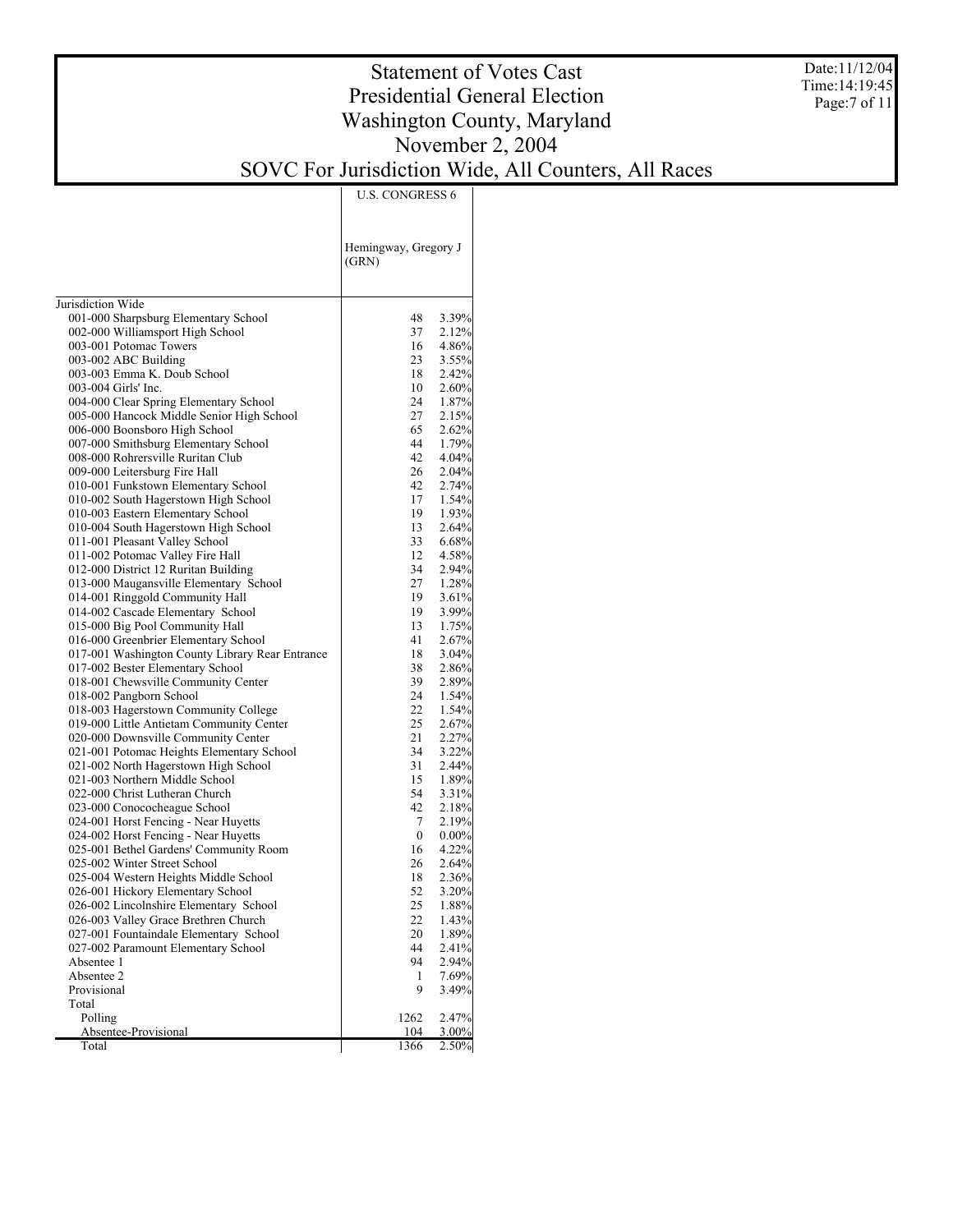# Statement of Votes Cast
## Presidential General Election
## Washington County, Maryland
## November 2, 2004
## SOVC For Jurisdiction Wide, All Counters, All Races

Date:11/12/04
Time:14:19:45

| | U.S. CONGRESS 6 | |
|---|---|---|
| | Hemingway, Gregory J (GRN) | |
| **Jurisdiction Wide** | | |
| 001-000 Sharpsburg Elementary School | 48 | 3.39% |
| 002-000 Williamsport High School | 37 | 2.12% |
| 003-001 Potomac Towers | 16 | 4.86% |
| 003-002 ABC Building | 23 | 3.55% |
| 003-003 Emma K. Doub School | 18 | 2.42% |
| 003-004 Girls' Inc. | 10 | 2.60% |
| 004-000 Clear Spring Elementary School | 24 | 1.87% |
| 005-000 Hancock Middle Senior High School | 27 | 2.15% |
| 006-000 Boonsboro High School | 65 | 2.62% |
| 007-000 Smithsburg Elementary School | 44 | 1.79% |
| 008-000 Rohrersville Ruritan Club | 42 | 4.04% |
| 009-000 Leitersburg Fire Hall | 26 | 2.04% |
| 010-001 Funkstown Elementary School | 42 | 2.74% |
| 010-002 South Hagerstown High School | 17 | 1.54% |
| 010-003 Eastern Elementary School | 19 | 1.93% |
| 010-004 South Hagerstown High School | 13 | 2.64% |
| 011-001 Pleasant Valley School | 33 | 6.68% |
| 011-002 Potomac Valley Fire Hall | 12 | 4.58% |
| 012-000 District 12 Ruritan Building | 34 | 2.94% |
| 013-000 Maugansville Elementary School | 27 | 1.28% |
| 014-001 Ringgold Community Hall | 19 | 3.61% |
| 014-002 Cascade Elementary School | 19 | 3.99% |
| 015-000 Big Pool Community Hall | 13 | 1.75% |
| 016-000 Greenbrier Elementary School | 41 | 2.67% |
| 017-001 Washington County Library Rear Entrance | 18 | 3.04% |
| 017-002 Bester Elementary School | 38 | 2.86% |
| 018-001 Chewsville Community Center | 39 | 2.89% |
| 018-002 Pangborn School | 24 | 1.54% |
| 018-003 Hagerstown Community College | 22 | 1.54% |
| 019-000 Little Antietam Community Center | 25 | 2.67% |
| 020-000 Downsville Community Center | 21 | 2.27% |
| 021-001 Potomac Heights Elementary School | 34 | 3.22% |
| 021-002 North Hagerstown High School | 31 | 2.44% |
| 021-003 Northern Middle School | 15 | 1.89% |
| 022-000 Christ Lutheran Church | 54 | 3.31% |
| 023-000 Conococheague School | 42 | 2.18% |
| 024-001 Horst Fencing - Near Huyetts | 7 | 2.19% |
| 024-002 Horst Fencing - Near Huyetts | 0 | 0.00% |
| 025-001 Bethel Gardens' Community Room | 16 | 4.22% |
| 025-002 Winter Street School | 26 | 2.64% |
| 025-004 Western Heights Middle School | 18 | 2.36% |
| 026-001 Hickory Elementary School | 52 | 3.20% |
| 026-002 Lincolnshire Elementary School | 25 | 1.88% |
| 026-003 Valley Grace Brethren Church | 22 | 1.43% |
| 027-001 Fountaindale Elementary School | 20 | 1.89% |
| 027-002 Paramount Elementary School | 44 | 2.41% |
| Absentee 1 | 94 | 2.94% |
| Absentee 2 | 1 | 7.69% |
| Provisional | 9 | 3.49% |
| Total | | |
| Polling | 1262 | 2.47% |
| Absentee-Provisional | 104 | 3.00% |
| Total | 1366 | 2.50% |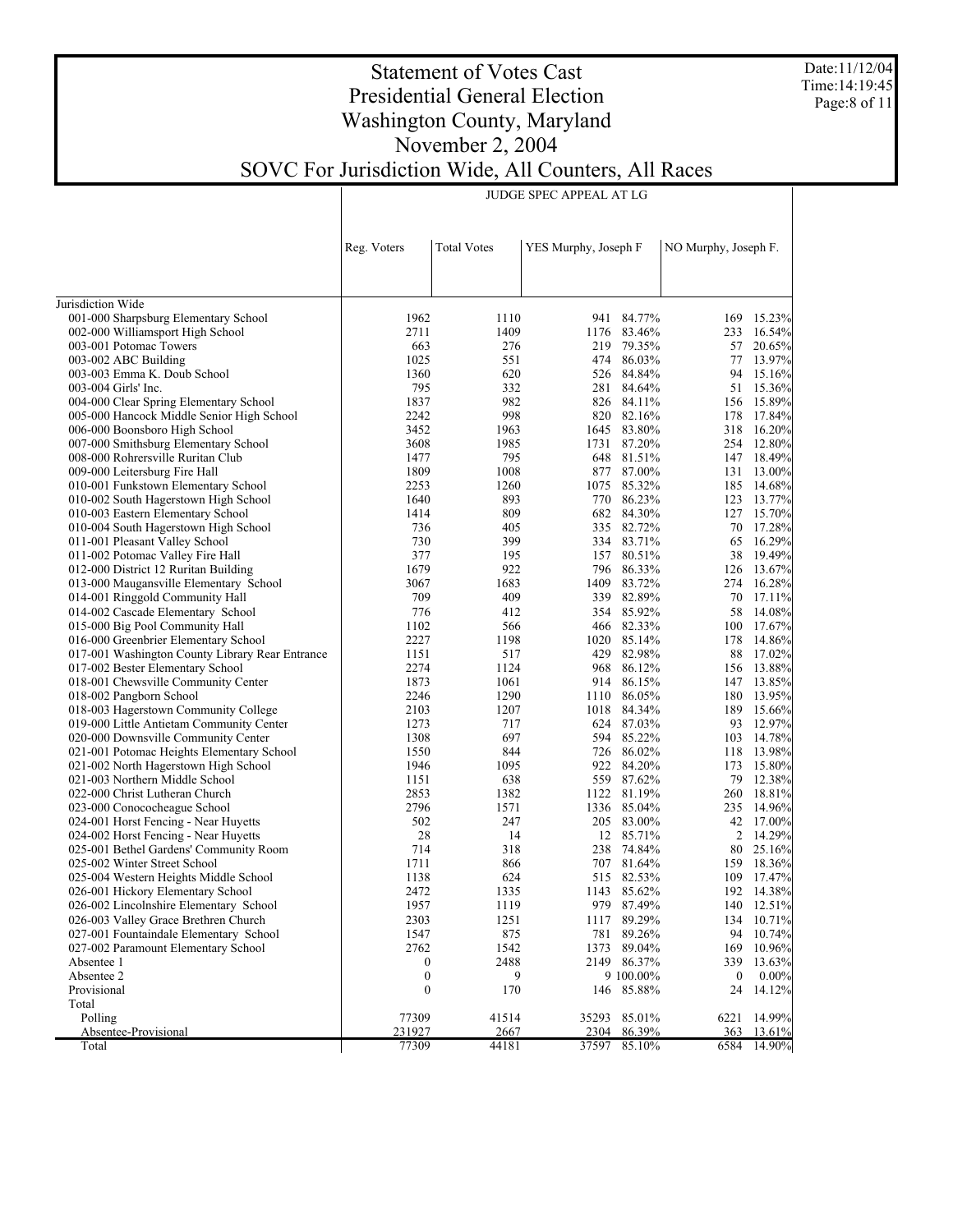# Statement of Votes Cast
# Presidential General Election
# Washington County, Maryland
# November 2, 2004
# SOVC For Jurisdiction Wide, All Counters, All Races

Date:11/12/04
Time:14:19:45

| | JUDGE SPEC APPEAL AT LG | | | | | |
|---|---|---|---|---|---|---|
| | Reg. Voters | Total Votes | YES Murphy, Joseph F | | NO Murphy, Joseph F. | |
| Jurisdiction Wide | | | | | | |
| 001-000 Sharpsburg Elementary School | 1962 | 1110 | 941 | 84.77% | 169 | 15.23% |
| 002-000 Williamsport High School | 2711 | 1409 | 1176 | 83.46% | 233 | 16.54% |
| 003-001 Potomac Towers | 663 | 276 | 219 | 79.35% | 57 | 20.65% |
| 003-002 ABC Building | 1025 | 551 | 474 | 86.03% | 77 | 13.97% |
| 003-003 Emma K. Doub School | 1360 | 620 | 526 | 84.84% | 94 | 15.16% |
| 003-004 Girls' Inc. | 795 | 332 | 281 | 84.64% | 51 | 15.36% |
| 004-000 Clear Spring Elementary School | 1837 | 982 | 826 | 84.11% | 156 | 15.89% |
| 005-000 Hancock Middle Senior High School | 2242 | 998 | 820 | 82.16% | 178 | 17.84% |
| 006-000 Boonsboro High School | 3452 | 1963 | 1645 | 83.80% | 318 | 16.20% |
| 007-000 Smithsburg Elementary School | 3608 | 1985 | 1731 | 87.20% | 254 | 12.80% |
| 008-000 Rohrersville Ruritan Club | 1477 | 795 | 648 | 81.51% | 147 | 18.49% |
| 009-000 Leitersburg Fire Hall | 1809 | 1008 | 877 | 87.00% | 131 | 13.00% |
| 010-001 Funkstown Elementary School | 2253 | 1260 | 1075 | 85.32% | 185 | 14.68% |
| 010-002 South Hagerstown High School | 1640 | 893 | 770 | 86.23% | 123 | 13.77% |
| 010-003 Eastern Elementary School | 1414 | 809 | 682 | 84.30% | 127 | 15.70% |
| 010-004 South Hagerstown High School | 736 | 405 | 335 | 82.72% | 70 | 17.28% |
| 011-001 Pleasant Valley School | 730 | 399 | 334 | 83.71% | 65 | 16.29% |
| 011-002 Potomac Valley Fire Hall | 377 | 195 | 157 | 80.51% | 38 | 19.49% |
| 012-000 District 12 Ruritan Building | 1679 | 922 | 796 | 86.33% | 126 | 13.67% |
| 013-000 Maugansville Elementary School | 3067 | 1683 | 1409 | 83.72% | 274 | 16.28% |
| 014-001 Ringgold Community Hall | 709 | 409 | 339 | 82.89% | 70 | 17.11% |
| 014-002 Cascade Elementary School | 776 | 412 | 354 | 85.92% | 58 | 14.08% |
| 015-000 Big Pool Community Hall | 1102 | 566 | 466 | 82.33% | 100 | 17.67% |
| 016-000 Greenbrier Elementary School | 2227 | 1198 | 1020 | 85.14% | 178 | 14.86% |
| 017-001 Washington County Library Rear Entrance | 1151 | 517 | 429 | 82.98% | 88 | 17.02% |
| 017-002 Bester Elementary School | 2274 | 1124 | 968 | 86.12% | 156 | 13.88% |
| 018-001 Chewsville Community Center | 1873 | 1061 | 914 | 86.15% | 147 | 13.85% |
| 018-002 Pangborn School | 2246 | 1290 | 1110 | 86.05% | 180 | 13.95% |
| 018-003 Hagerstown Community College | 2103 | 1207 | 1018 | 84.34% | 189 | 15.66% |
| 019-000 Little Antietam Community Center | 1273 | 717 | 624 | 87.03% | 93 | 12.97% |
| 020-000 Downsville Community Center | 1308 | 697 | 594 | 85.22% | 103 | 14.78% |
| 021-001 Potomac Heights Elementary School | 1550 | 844 | 726 | 86.02% | 118 | 13.98% |
| 021-002 North Hagerstown High School | 1946 | 1095 | 922 | 84.20% | 173 | 15.80% |
| 021-003 Northern Middle School | 1151 | 638 | 559 | 87.62% | 79 | 12.38% |
| 022-000 Christ Lutheran Church | 2853 | 1382 | 1122 | 81.19% | 260 | 18.81% |
| 023-000 Conococheague School | 2796 | 1571 | 1336 | 85.04% | 235 | 14.96% |
| 024-001 Horst Fencing - Near Huyetts | 502 | 247 | 205 | 83.00% | 42 | 17.00% |
| 024-002 Horst Fencing - Near Huyetts | 28 | 14 | 12 | 85.71% | 2 | 14.29% |
| 025-001 Bethel Gardens' Community Room | 714 | 318 | 238 | 74.84% | 80 | 25.16% |
| 025-002 Winter Street School | 1711 | 866 | 707 | 81.64% | 159 | 18.36% |
| 025-004 Western Heights Middle School | 1138 | 624 | 515 | 82.53% | 109 | 17.47% |
| 026-001 Hickory Elementary School | 2472 | 1335 | 1143 | 85.62% | 192 | 14.38% |
| 026-002 Lincolnshire Elementary School | 1957 | 1119 | 979 | 87.49% | 140 | 12.51% |
| 026-003 Valley Grace Brethren Church | 2303 | 1251 | 1117 | 89.29% | 134 | 10.71% |
| 027-001 Fountaindale Elementary School | 1547 | 875 | 781 | 89.26% | 94 | 10.74% |
| 027-002 Paramount Elementary School | 2762 | 1542 | 1373 | 89.04% | 169 | 10.96% |
| Absentee 1 | 0 | 2488 | 2149 | 86.37% | 339 | 13.63% |
| Absentee 2 | 0 | 9 | 9 | 100.00% | 0 | 0.00% |
| Provisional | 0 | 170 | 146 | 85.88% | 24 | 14.12% |
| Total | | | | | | |
| Polling | 77309 | 41514 | 35293 | 85.01% | 6221 | 14.99% |
| Absentee-Provisional | 231927 | 2667 | 2304 | 86.39% | 363 | 13.61% |
| Total | 77309 | 44181 | 37597 | 85.10% | 6584 | 14.90% |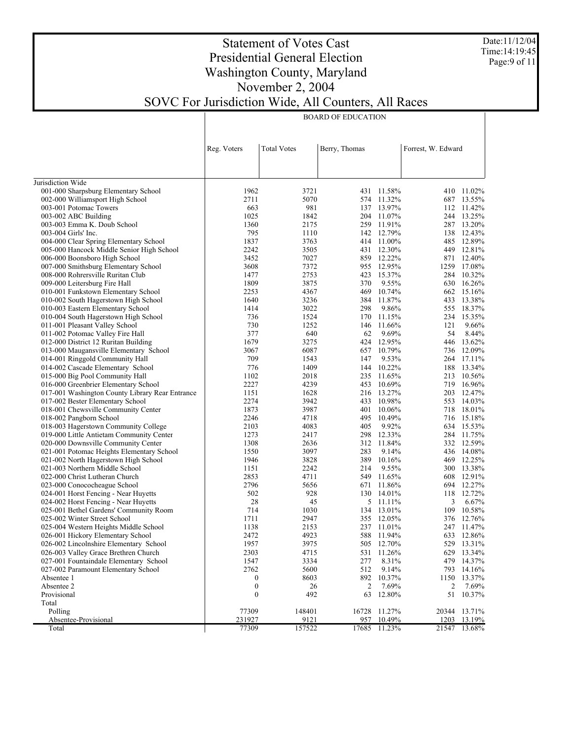# Statement of Votes Cast
## Presidential General Election
## Washington County, Maryland
## November 2, 2004
## SOVC For Jurisdiction Wide, All Counters, All Races

| | BOARD OF EDUCATION | | | | | |
|---|---|---|---|---|---|---|
| | Reg. Voters | Total Votes | Berry, Thomas | | Forrest, W. Edward | |
| Jurisdiction Wide | | | | | | |
| 001-000 Sharpsburg Elementary School | 1962 | 3721 | 431 | 11.58% | 410 | 11.02% |
| 002-000 Williamsport High School | 2711 | 5070 | 574 | 11.32% | 687 | 13.55% |
| 003-001 Potomac Towers | 663 | 981 | 137 | 13.97% | 112 | 11.42% |
| 003-002 ABC Building | 1025 | 1842 | 204 | 11.07% | 244 | 13.25% |
| 003-003 Emma K. Doub School | 1360 | 2175 | 259 | 11.91% | 287 | 13.20% |
| 003-004 Girls' Inc. | 795 | 1110 | 142 | 12.79% | 138 | 12.43% |
| 004-000 Clear Spring Elementary School | 1837 | 3763 | 414 | 11.00% | 485 | 12.89% |
| 005-000 Hancock Middle Senior High School | 2242 | 3505 | 431 | 12.30% | 449 | 12.81% |
| 006-000 Boonsboro High School | 3452 | 7027 | 859 | 12.22% | 871 | 12.40% |
| 007-000 Smithsburg Elementary School | 3608 | 7372 | 955 | 12.95% | 1259 | 17.08% |
| 008-000 Rohrersville Ruritan Club | 1477 | 2753 | 423 | 15.37% | 284 | 10.32% |
| 009-000 Leitersburg Fire Hall | 1809 | 3875 | 370 | 9.55% | 630 | 16.26% |
| 010-001 Funkstown Elementary School | 2253 | 4367 | 469 | 10.74% | 662 | 15.16% |
| 010-002 South Hagerstown High School | 1640 | 3236 | 384 | 11.87% | 433 | 13.38% |
| 010-003 Eastern Elementary School | 1414 | 3022 | 298 | 9.86% | 555 | 18.37% |
| 010-004 South Hagerstown High School | 736 | 1524 | 170 | 11.15% | 234 | 15.35% |
| 011-001 Pleasant Valley School | 730 | 1252 | 146 | 11.66% | 121 | 9.66% |
| 011-002 Potomac Valley Fire Hall | 377 | 640 | 62 | 9.69% | 54 | 8.44% |
| 012-000 District 12 Ruritan Building | 1679 | 3275 | 424 | 12.95% | 446 | 13.62% |
| 013-000 Maugansville Elementary School | 3067 | 6087 | 657 | 10.79% | 736 | 12.09% |
| 014-001 Ringgold Community Hall | 709 | 1543 | 147 | 9.53% | 264 | 17.11% |
| 014-002 Cascade Elementary School | 776 | 1409 | 144 | 10.22% | 188 | 13.34% |
| 015-000 Big Pool Community Hall | 1102 | 2018 | 235 | 11.65% | 213 | 10.56% |
| 016-000 Greenbrier Elementary School | 2227 | 4239 | 453 | 10.69% | 719 | 16.96% |
| 017-001 Washington County Library Rear Entrance | 1151 | 1628 | 216 | 13.27% | 203 | 12.47% |
| 017-002 Bester Elementary School | 2274 | 3942 | 433 | 10.98% | 553 | 14.03% |
| 018-001 Chewsville Community Center | 1873 | 3987 | 401 | 10.06% | 718 | 18.01% |
| 018-002 Pangborn School | 2246 | 4718 | 495 | 10.49% | 716 | 15.18% |
| 018-003 Hagerstown Community College | 2103 | 4083 | 405 | 9.92% | 634 | 15.53% |
| 019-000 Little Antietam Community Center | 1273 | 2417 | 298 | 12.33% | 284 | 11.75% |
| 020-000 Downsville Community Center | 1308 | 2636 | 312 | 11.84% | 332 | 12.59% |
| 021-001 Potomac Heights Elementary School | 1550 | 3097 | 283 | 9.14% | 436 | 14.08% |
| 021-002 North Hagerstown High School | 1946 | 3828 | 389 | 10.16% | 469 | 12.25% |
| 021-003 Northern Middle School | 1151 | 2242 | 214 | 9.55% | 300 | 13.38% |
| 022-000 Christ Lutheran Church | 2853 | 4711 | 549 | 11.65% | 608 | 12.91% |
| 023-000 Conococheague School | 2796 | 5656 | 671 | 11.86% | 694 | 12.27% |
| 024-001 Horst Fencing - Near Huyetts | 502 | 928 | 130 | 14.01% | 118 | 12.72% |
| 024-002 Horst Fencing - Near Huyetts | 28 | 45 | 5 | 11.11% | 3 | 6.67% |
| 025-001 Bethel Gardens' Community Room | 714 | 1030 | 134 | 13.01% | 109 | 10.58% |
| 025-002 Winter Street School | 1711 | 2947 | 355 | 12.05% | 376 | 12.76% |
| 025-004 Western Heights Middle School | 1138 | 2153 | 237 | 11.01% | 247 | 11.47% |
| 026-001 Hickory Elementary School | 2472 | 4923 | 588 | 11.94% | 633 | 12.86% |
| 026-002 Lincolnshire Elementary School | 1957 | 3975 | 505 | 12.70% | 529 | 13.31% |
| 026-003 Valley Grace Brethren Church | 2303 | 4715 | 531 | 11.26% | 629 | 13.34% |
| 027-001 Fountaindale Elementary School | 1547 | 3334 | 277 | 8.31% | 479 | 14.37% |
| 027-002 Paramount Elementary School | 2762 | 5600 | 512 | 9.14% | 793 | 14.16% |
| Absentee 1 | 0 | 8603 | 892 | 10.37% | 1150 | 13.37% |
| Absentee 2 | 0 | 26 | 2 | 7.69% | 2 | 7.69% |
| Provisional | 0 | 492 | 63 | 12.80% | 51 | 10.37% |
| Total | | | | | | |
| Polling | 77309 | 148401 | 16728 | 11.27% | 20344 | 13.71% |
| Absentee-Provisional | 231927 | 9121 | 957 | 10.49% | 1203 | 13.19% |
| Total | 77309 | 157522 | 17685 | 11.23% | 21547 | 13.68% |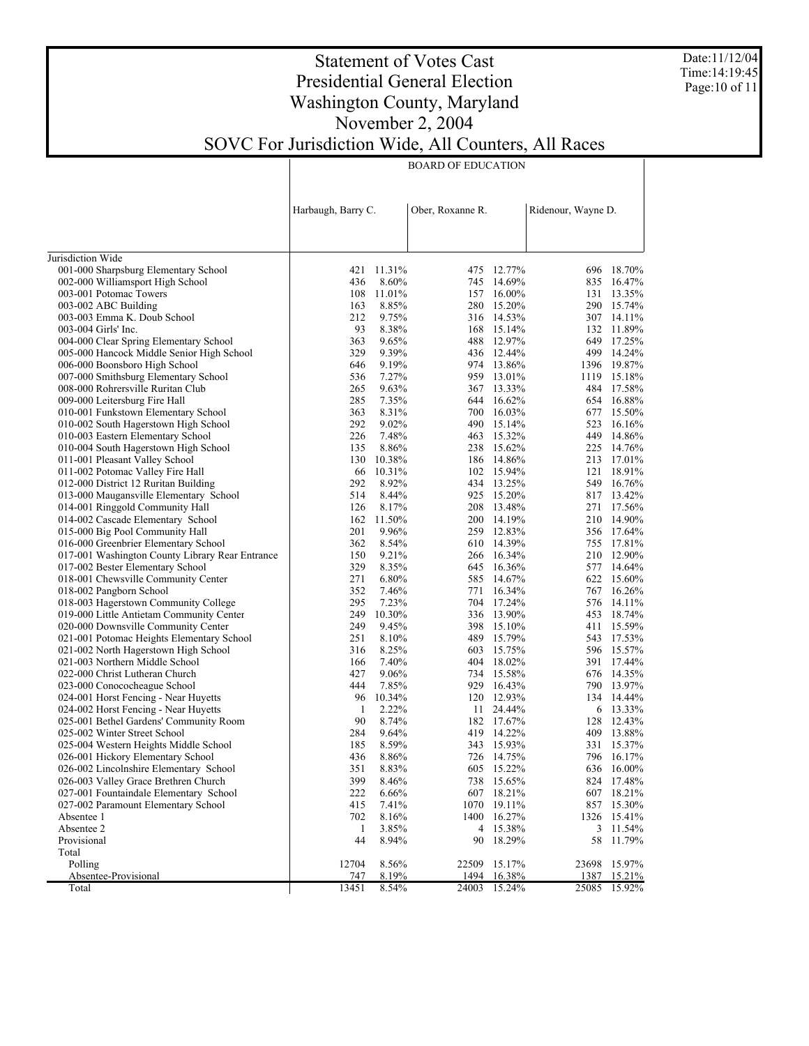# Statement of Votes Cast
## Presidential General Election
## Washington County, Maryland
## November 2, 2004
## SOVC For Jurisdiction Wide, All Counters, All Races

Date:11/12/04
Time:14:19:45

| | BOARD OF EDUCATION | | | | | |
|---|---|---|---|---|---|---|
| | Harbaugh, Barry C. | | Ober, Roxanne R. | | Ridenour, Wayne D. | |
| Jurisdiction Wide | | | | | | |
| 001-000 Sharpsburg Elementary School | 421 | 11.31% | 475 | 12.77% | 696 | 18.70% |
| 002-000 Williamsport High School | 436 | 8.60% | 745 | 14.69% | 835 | 16.47% |
| 003-001 Potomac Towers | 108 | 11.01% | 157 | 16.00% | 131 | 13.35% |
| 003-002 ABC Building | 163 | 8.85% | 280 | 15.20% | 290 | 15.74% |
| 003-003 Emma K. Doub School | 212 | 9.75% | 316 | 14.53% | 307 | 14.11% |
| 003-004 Girls' Inc. | 93 | 8.38% | 168 | 15.14% | 132 | 11.89% |
| 004-000 Clear Spring Elementary School | 363 | 9.65% | 488 | 12.97% | 649 | 17.25% |
| 005-000 Hancock Middle Senior High School | 329 | 9.39% | 436 | 12.44% | 499 | 14.24% |
| 006-000 Boonsboro High School | 646 | 9.19% | 974 | 13.86% | 1396 | 19.87% |
| 007-000 Smithsburg Elementary School | 536 | 7.27% | 959 | 13.01% | 1119 | 15.18% |
| 008-000 Rohrersville Ruritan Club | 265 | 9.63% | 367 | 13.33% | 484 | 17.58% |
| 009-000 Leitersburg Fire Hall | 285 | 7.35% | 644 | 16.62% | 654 | 16.88% |
| 010-001 Funkstown Elementary School | 363 | 8.31% | 700 | 16.03% | 677 | 15.50% |
| 010-002 South Hagerstown High School | 292 | 9.02% | 490 | 15.14% | 523 | 16.16% |
| 010-003 Eastern Elementary School | 226 | 7.48% | 463 | 15.32% | 449 | 14.86% |
| 010-004 South Hagerstown High School | 135 | 8.86% | 238 | 15.62% | 225 | 14.76% |
| 011-001 Pleasant Valley School | 130 | 10.38% | 186 | 14.86% | 213 | 17.01% |
| 011-002 Potomac Valley Fire Hall | 66 | 10.31% | 102 | 15.94% | 121 | 18.91% |
| 012-000 District 12 Ruritan Building | 292 | 8.92% | 434 | 13.25% | 549 | 16.76% |
| 013-000 Maugansville Elementary School | 514 | 8.44% | 925 | 15.20% | 817 | 13.42% |
| 014-001 Ringgold Community Hall | 126 | 8.17% | 208 | 13.48% | 271 | 17.56% |
| 014-002 Cascade Elementary School | 162 | 11.50% | 200 | 14.19% | 210 | 14.90% |
| 015-000 Big Pool Community Hall | 201 | 9.96% | 259 | 12.83% | 356 | 17.64% |
| 016-000 Greenbrier Elementary School | 362 | 8.54% | 610 | 14.39% | 755 | 17.81% |
| 017-001 Washington County Library Rear Entrance | 150 | 9.21% | 266 | 16.34% | 210 | 12.90% |
| 017-002 Bester Elementary School | 329 | 8.35% | 645 | 16.36% | 577 | 14.64% |
| 018-001 Chewsville Community Center | 271 | 6.80% | 585 | 14.67% | 622 | 15.60% |
| 018-002 Pangborn School | 352 | 7.46% | 771 | 16.34% | 767 | 16.26% |
| 018-003 Hagerstown Community College | 295 | 7.23% | 704 | 17.24% | 576 | 14.11% |
| 019-000 Little Antietam Community Center | 249 | 10.30% | 336 | 13.90% | 453 | 18.74% |
| 020-000 Downsville Community Center | 249 | 9.45% | 398 | 15.10% | 411 | 15.59% |
| 021-001 Potomac Heights Elementary School | 251 | 8.10% | 489 | 15.79% | 543 | 17.53% |
| 021-002 North Hagerstown High School | 316 | 8.25% | 603 | 15.75% | 596 | 15.57% |
| 021-003 Northern Middle School | 166 | 7.40% | 404 | 18.02% | 391 | 17.44% |
| 022-000 Christ Lutheran Church | 427 | 9.06% | 734 | 15.58% | 676 | 14.35% |
| 023-000 Conococheague School | 444 | 7.85% | 929 | 16.43% | 790 | 13.97% |
| 024-001 Horst Fencing - Near Huyetts | 96 | 10.34% | 120 | 12.93% | 134 | 14.44% |
| 024-002 Horst Fencing - Near Huyetts | 1 | 2.22% | 11 | 24.44% | 6 | 13.33% |
| 025-001 Bethel Gardens' Community Room | 90 | 8.74% | 182 | 17.67% | 128 | 12.43% |
| 025-002 Winter Street School | 284 | 9.64% | 419 | 14.22% | 409 | 13.88% |
| 025-004 Western Heights Middle School | 185 | 8.59% | 343 | 15.93% | 331 | 15.37% |
| 026-001 Hickory Elementary School | 436 | 8.86% | 726 | 14.75% | 796 | 16.17% |
| 026-002 Lincolnshire Elementary School | 351 | 8.83% | 605 | 15.22% | 636 | 16.00% |
| 026-003 Valley Grace Brethren Church | 399 | 8.46% | 738 | 15.65% | 824 | 17.48% |
| 027-001 Fountaindale Elementary School | 222 | 6.66% | 607 | 18.21% | 607 | 18.21% |
| 027-002 Paramount Elementary School | 415 | 7.41% | 1070 | 19.11% | 857 | 15.30% |
| Absentee 1 | 702 | 8.16% | 1400 | 16.27% | 1326 | 15.41% |
| Absentee 2 | 1 | 3.85% | 4 | 15.38% | 3 | 11.54% |
| Provisional | 44 | 8.94% | 90 | 18.29% | 58 | 11.79% |
| Total | | | | | | |
| Polling | 12704 | 8.56% | 22509 | 15.17% | 23698 | 15.97% |
| Absentee-Provisional | 747 | 8.19% | 1494 | 16.38% | 1387 | 15.21% |
| Total | 13451 | 8.54% | 24003 | 15.24% | 25085 | 15.92% |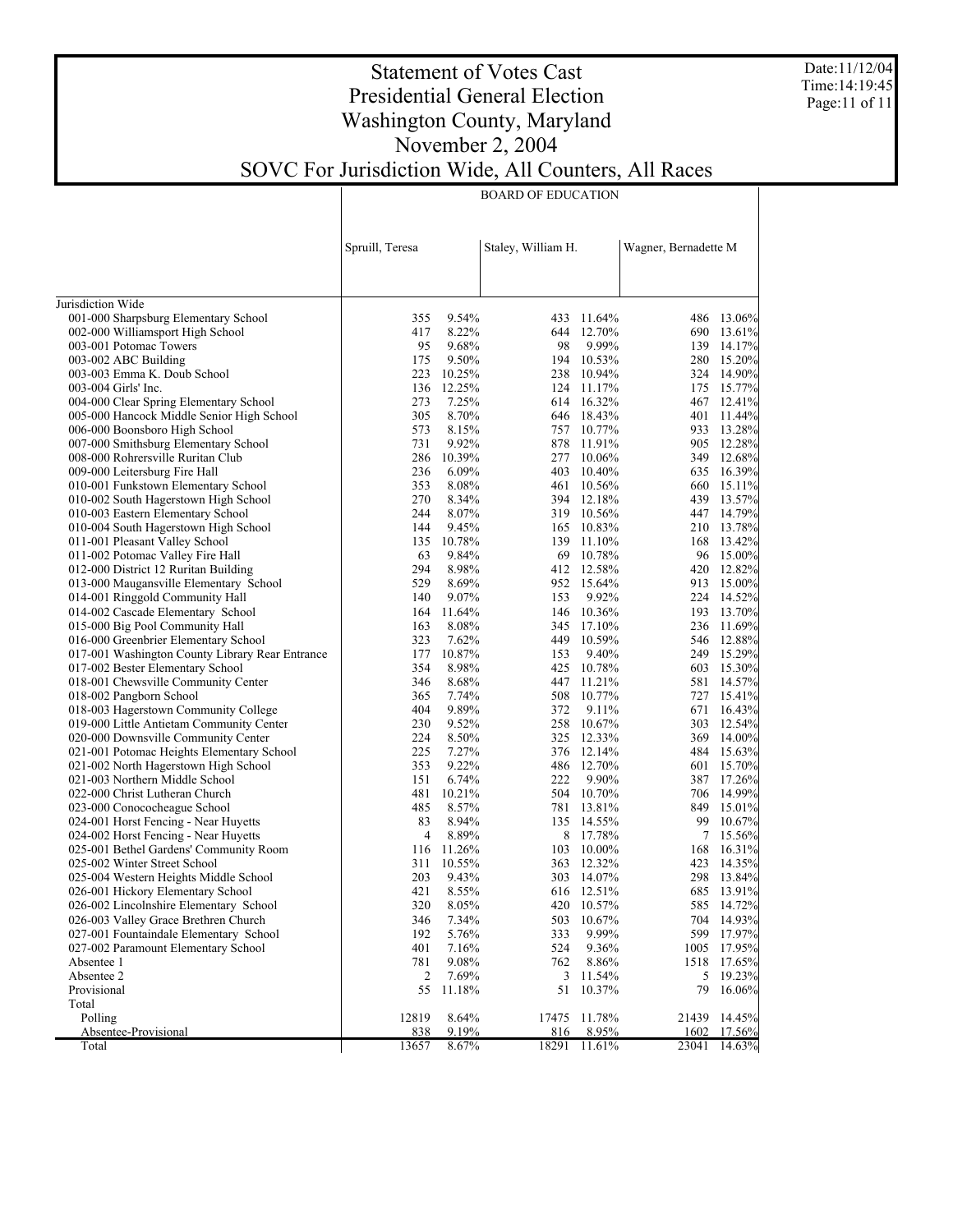# Statement of Votes Cast
# Presidential General Election
# Washington County, Maryland
# November 2, 2004
# SOVC For Jurisdiction Wide, All Counters, All Races

Date:11/12/04
Time:14:19:45

| | BOARD OF EDUCATION | | | | | |
|---|---|---|---|---|---|---|
| | Spruill, Teresa | | Staley, William H. | | Wagner, Bernadette M | |
| Jurisdiction Wide | | | | | | |
| 001-000 Sharpsburg Elementary School | 355 | 9.54% | 433 | 11.64% | 486 | 13.06% |
| 002-000 Williamsport High School | 417 | 8.22% | 644 | 12.70% | 690 | 13.61% |
| 003-001 Potomac Towers | 95 | 9.68% | 98 | 9.99% | 139 | 14.17% |
| 003-002 ABC Building | 175 | 9.50% | 194 | 10.53% | 280 | 15.20% |
| 003-003 Emma K. Doub School | 223 | 10.25% | 238 | 10.94% | 324 | 14.90% |
| 003-004 Girls' Inc. | 136 | 12.25% | 124 | 11.17% | 175 | 15.77% |
| 004-000 Clear Spring Elementary School | 273 | 7.25% | 614 | 16.32% | 467 | 12.41% |
| 005-000 Hancock Middle Senior High School | 305 | 8.70% | 646 | 18.43% | 401 | 11.44% |
| 006-000 Boonsboro High School | 573 | 8.15% | 757 | 10.77% | 933 | 13.28% |
| 007-000 Smithsburg Elementary School | 731 | 9.92% | 878 | 11.91% | 905 | 12.28% |
| 008-000 Rohrersville Ruritan Club | 286 | 10.39% | 277 | 10.06% | 349 | 12.68% |
| 009-000 Leitersburg Fire Hall | 236 | 6.09% | 403 | 10.40% | 635 | 16.39% |
| 010-001 Funkstown Elementary School | 353 | 8.08% | 461 | 10.56% | 660 | 15.11% |
| 010-002 South Hagerstown High School | 270 | 8.34% | 394 | 12.18% | 439 | 13.57% |
| 010-003 Eastern Elementary School | 244 | 8.07% | 319 | 10.56% | 447 | 14.79% |
| 010-004 South Hagerstown High School | 144 | 9.45% | 165 | 10.83% | 210 | 13.78% |
| 011-001 Pleasant Valley School | 135 | 10.78% | 139 | 11.10% | 168 | 13.42% |
| 011-002 Potomac Valley Fire Hall | 63 | 9.84% | 69 | 10.78% | 96 | 15.00% |
| 012-000 District 12 Ruritan Building | 294 | 8.98% | 412 | 12.58% | 420 | 12.82% |
| 013-000 Maugansville Elementary School | 529 | 8.69% | 952 | 15.64% | 913 | 15.00% |
| 014-001 Ringgold Community Hall | 140 | 9.07% | 153 | 9.92% | 224 | 14.52% |
| 014-002 Cascade Elementary School | 164 | 11.64% | 146 | 10.36% | 193 | 13.70% |
| 015-000 Big Pool Community Hall | 163 | 8.08% | 345 | 17.10% | 236 | 11.69% |
| 016-000 Greenbrier Elementary School | 323 | 7.62% | 449 | 10.59% | 546 | 12.88% |
| 017-001 Washington County Library Rear Entrance | 177 | 10.87% | 153 | 9.40% | 249 | 15.29% |
| 017-002 Bester Elementary School | 354 | 8.98% | 425 | 10.78% | 603 | 15.30% |
| 018-001 Chewsville Community Center | 346 | 8.68% | 447 | 11.21% | 581 | 14.57% |
| 018-002 Pangborn School | 365 | 7.74% | 508 | 10.77% | 727 | 15.41% |
| 018-003 Hagerstown Community College | 404 | 9.89% | 372 | 9.11% | 671 | 16.43% |
| 019-000 Little Antietam Community Center | 230 | 9.52% | 258 | 10.67% | 303 | 12.54% |
| 020-000 Downsville Community Center | 224 | 8.50% | 325 | 12.33% | 369 | 14.00% |
| 021-001 Potomac Heights Elementary School | 225 | 7.27% | 376 | 12.14% | 484 | 15.63% |
| 021-002 North Hagerstown High School | 353 | 9.22% | 486 | 12.70% | 601 | 15.70% |
| 021-003 Northern Middle School | 151 | 6.74% | 222 | 9.90% | 387 | 17.26% |
| 022-000 Christ Lutheran Church | 481 | 10.21% | 504 | 10.70% | 706 | 14.99% |
| 023-000 Conococheague School | 485 | 8.57% | 781 | 13.81% | 849 | 15.01% |
| 024-001 Horst Fencing - Near Huyetts | 83 | 8.94% | 135 | 14.55% | 99 | 10.67% |
| 024-002 Horst Fencing - Near Huyetts | 4 | 8.89% | 8 | 17.78% | 7 | 15.56% |
| 025-001 Bethel Gardens' Community Room | 116 | 11.26% | 103 | 10.00% | 168 | 16.31% |
| 025-002 Winter Street School | 311 | 10.55% | 363 | 12.32% | 423 | 14.35% |
| 025-004 Western Heights Middle School | 203 | 9.43% | 303 | 14.07% | 298 | 13.84% |
| 026-001 Hickory Elementary School | 421 | 8.55% | 616 | 12.51% | 685 | 13.91% |
| 026-002 Lincolnshire Elementary School | 320 | 8.05% | 420 | 10.57% | 585 | 14.72% |
| 026-003 Valley Grace Brethren Church | 346 | 7.34% | 503 | 10.67% | 704 | 14.93% |
| 027-001 Fountaindale Elementary School | 192 | 5.76% | 333 | 9.99% | 599 | 17.97% |
| 027-002 Paramount Elementary School | 401 | 7.16% | 524 | 9.36% | 1005 | 17.95% |
| Absentee 1 | 781 | 9.08% | 762 | 8.86% | 1518 | 17.65% |
| Absentee 2 | 2 | 7.69% | 3 | 11.54% | 5 | 19.23% |
| Provisional | 55 | 11.18% | 51 | 10.37% | 79 | 16.06% |
| Total | | | | | | |
| Polling | 12819 | 8.64% | 17475 | 11.78% | 21439 | 14.45% |
| Absentee-Provisional | 838 | 9.19% | 816 | 8.95% | 1602 | 17.56% |
| Total | 13657 | 8.67% | 18291 | 11.61% | 23041 | 14.63% |